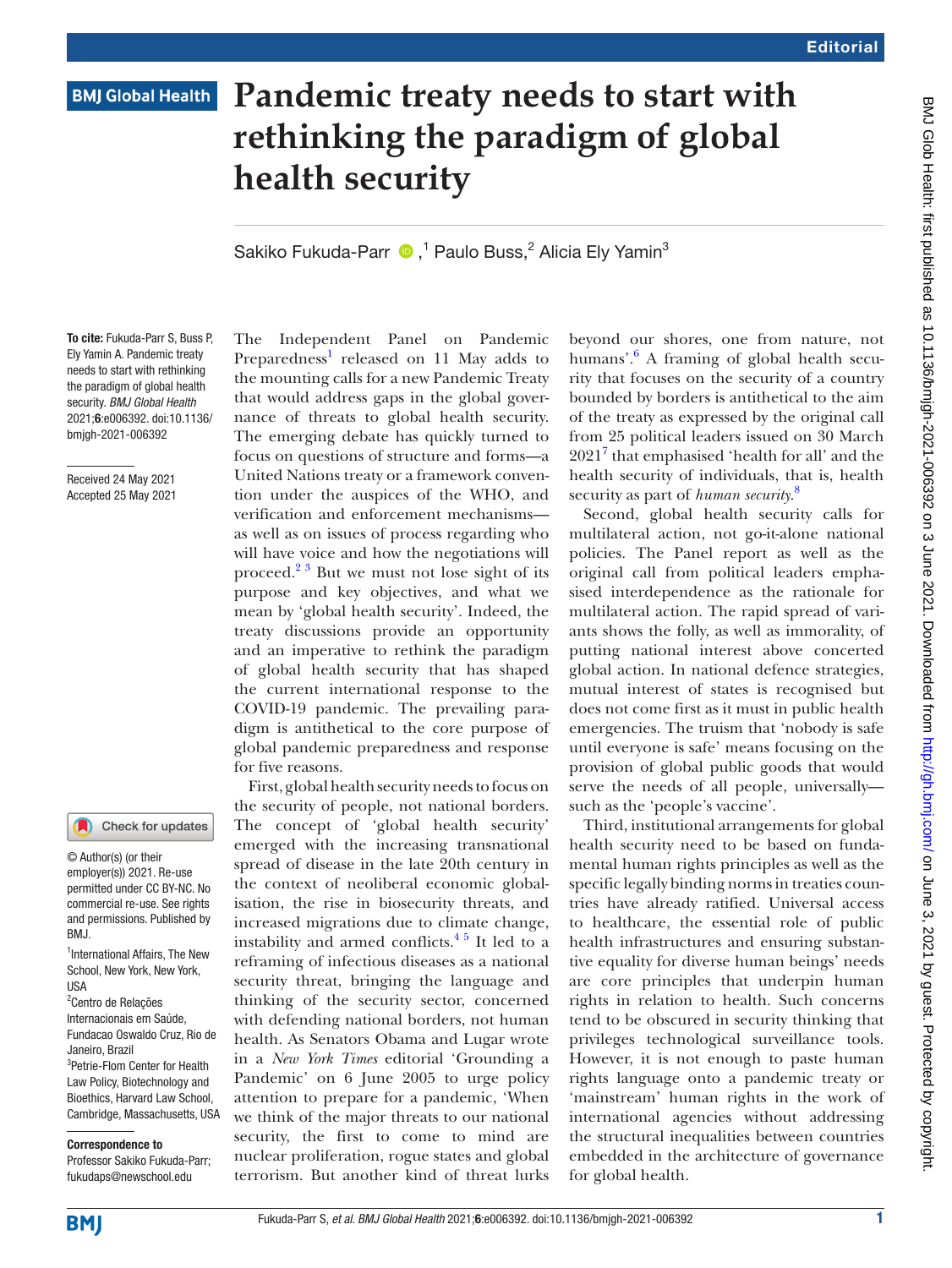# Pandemic treaty needs to start with rethinking the paradigm of global health security

Sakiko Fukuda-Parr [1], Paulo Buss [2], Alicia Ely Yamin [3]

**To cite:** Fukuda-Parr S, Buss P, Ely Yamin A. Pandemic treaty needs to start with rethinking the paradigm of global health security. *BMJ Global Health* 2021;**6**:e006392. doi:10.1136/bmjgh-2021-006392

Received 24 May 2021
Accepted 25 May 2021

© Author(s) (or their employer(s)) 2021. Re-use permitted under CC BY-NC. No commercial re-use. See rights and permissions. Published by BMJ.

[1]International Affairs, The New School, New York, New York, USA
[2]Centro de Relações Internacionais em Saúde, Fundacao Oswaldo Cruz, Rio de Janeiro, Brazil
[3]Petrie-Flom Center for Health Law Policy, Biotechnology and Bioethics, Harvard Law School, Cambridge, Massachusetts, USA

**Correspondence to**
Professor Sakiko Fukuda-Parr; fukudaps@newschool.edu

The Independent Panel on Pandemic Preparedness[1] released on 11 May adds to the mounting calls for a new Pandemic Treaty that would address gaps in the global governance of threats to global health security. The emerging debate has quickly turned to focus on questions of structure and forms—a United Nations treaty or a framework convention under the auspices of the WHO, and verification and enforcement mechanisms—as well as on issues of process regarding who will have voice and how the negotiations will proceed.[2 3] But we must not lose sight of its purpose and key objectives, and what we mean by 'global health security'. Indeed, the treaty discussions provide an opportunity and an imperative to rethink the paradigm of global health security that has shaped the current international response to the COVID-19 pandemic. The prevailing paradigm is antithetical to the core purpose of global pandemic preparedness and response for five reasons.

First, global health security needs to focus on the security of people, not national borders. The concept of 'global health security' emerged with the increasing transnational spread of disease in the late 20th century in the context of neoliberal economic globalisation, the rise in biosecurity threats, and increased migrations due to climate change, instability and armed conflicts.[4 5] It led to a reframing of infectious diseases as a national security threat, bringing the language and thinking of the security sector, concerned with defending national borders, not human health. As Senators Obama and Lugar wrote in a *New York Times* editorial 'Grounding a Pandemic' on 6 June 2005 to urge policy attention to prepare for a pandemic, 'When we think of the major threats to our national security, the first to come to mind are nuclear proliferation, rogue states and global terrorism. But another kind of threat lurks beyond our shores, one from nature, not humans'.[6] A framing of global health security that focuses on the security of a country bounded by borders is antithetical to the aim of the treaty as expressed by the original call from 25 political leaders issued on 30 March 2021[7] that emphasised 'health for all' and the health security of individuals, that is, health security as part of *human security*.[8]

Second, global health security calls for multilateral action, not go-it-alone national policies. The Panel report as well as the original call from political leaders emphasised interdependence as the rationale for multilateral action. The rapid spread of variants shows the folly, as well as immorality, of putting national interest above concerted global action. In national defence strategies, mutual interest of states is recognised but does not come first as it must in public health emergencies. The truism that 'nobody is safe until everyone is safe' means focusing on the provision of global public goods that would serve the needs of all people, universally—such as the 'people's vaccine'.

Third, institutional arrangements for global health security need to be based on fundamental human rights principles as well as the specific legally binding norms in treaties countries have already ratified. Universal access to healthcare, the essential role of public health infrastructures and ensuring substantive equality for diverse human beings' needs are core principles that underpin human rights in relation to health. Such concerns tend to be obscured in security thinking that privileges technological surveillance tools. However, it is not enough to paste human rights language onto a pandemic treaty or 'mainstream' human rights in the work of international agencies without addressing the structural inequalities between countries embedded in the architecture of governance for global health.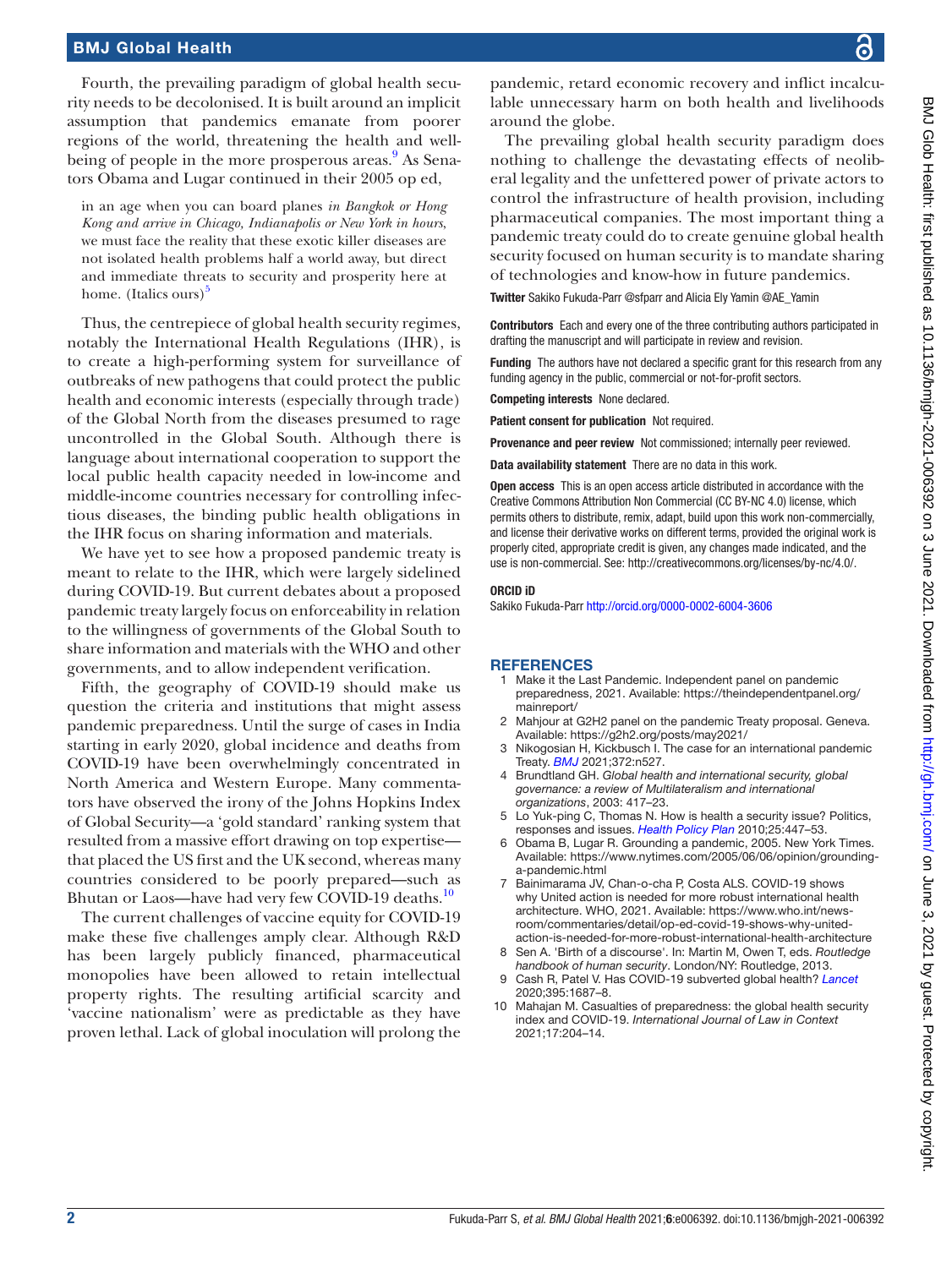Fourth, the prevailing paradigm of global health security needs to be decolonised. It is built around an implicit assumption that pandemics emanate from poorer regions of the world, threatening the health and well-being of people in the more prosperous areas.[9] As Senators Obama and Lugar continued in their 2005 op ed,

> in an age when you can board planes *in Bangkok or Hong Kong and arrive in Chicago, Indianapolis or New York in hours*, we must face the reality that these exotic killer diseases are not isolated health problems half a world away, but direct and immediate threats to security and prosperity here at home. (Italics ours)[5]

Thus, the centrepiece of global health security regimes, notably the International Health Regulations (IHR), is to create a high-performing system for surveillance of outbreaks of new pathogens that could protect the public health and economic interests (especially through trade) of the Global North from the diseases presumed to rage uncontrolled in the Global South. Although there is language about international cooperation to support the local public health capacity needed in low-income and middle-income countries necessary for controlling infectious diseases, the binding public health obligations in the IHR focus on sharing information and materials.

We have yet to see how a proposed pandemic treaty is meant to relate to the IHR, which were largely sidelined during COVID-19. But current debates about a proposed pandemic treaty largely focus on enforceability in relation to the willingness of governments of the Global South to share information and materials with the WHO and other governments, and to allow independent verification.

Fifth, the geography of COVID-19 should make us question the criteria and institutions that might assess pandemic preparedness. Until the surge of cases in India starting in early 2020, global incidence and deaths from COVID-19 have been overwhelmingly concentrated in North America and Western Europe. Many commentators have observed the irony of the Johns Hopkins Index of Global Security—a 'gold standard' ranking system that resulted from a massive effort drawing on top expertise—that placed the US first and the UK second, whereas many countries considered to be poorly prepared—such as Bhutan or Laos—have had very few COVID-19 deaths.[10]

The current challenges of vaccine equity for COVID-19 make these five challenges amply clear. Although R&D has been largely publicly financed, pharmaceutical monopolies have been allowed to retain intellectual property rights. The resulting artificial scarcity and 'vaccine nationalism' were as predictable as they have proven lethal. Lack of global inoculation will prolong the pandemic, retard economic recovery and inflict incalculable unnecessary harm on both health and livelihoods around the globe.

The prevailing global health security paradigm does nothing to challenge the devastating effects of neoliberal legality and the unfettered power of private actors to control the infrastructure of health provision, including pharmaceutical companies. The most important thing a pandemic treaty could do to create genuine global health security focused on human security is to mandate sharing of technologies and know-how in future pandemics.

**Twitter** Sakiko Fukuda-Parr @sfparr and Alicia Ely Yamin @AE_Yamin

**Contributors** Each and every one of the three contributing authors participated in drafting the manuscript and will participate in review and revision.

**Funding** The authors have not declared a specific grant for this research from any funding agency in the public, commercial or not-for-profit sectors.

**Competing interests** None declared.

**Patient consent for publication** Not required.

**Provenance and peer review** Not commissioned; internally peer reviewed.

**Data availability statement** There are no data in this work.

**Open access** This is an open access article distributed in accordance with the Creative Commons Attribution Non Commercial (CC BY-NC 4.0) license, which permits others to distribute, remix, adapt, build upon this work non-commercially, and license their derivative works on different terms, provided the original work is properly cited, appropriate credit is given, any changes made indicated, and the use is non-commercial. See: http://creativecommons.org/licenses/by-nc/4.0/.

**ORCID iD**

Sakiko Fukuda-Parr http://orcid.org/0000-0002-6004-3606

## REFERENCES

1. Make it the Last Pandemic. Independent panel on pandemic preparedness, 2021. Available: https://theindependentpanel.org/mainreport/
2. Mahjour at G2H2 panel on the pandemic Treaty proposal. Geneva. Available: https://g2h2.org/posts/may2021/
3. Nikogosian H, Kickbusch I. The case for an international pandemic Treaty. *BMJ* 2021;372:n527.
4. Brundtland GH. *Global health and international security, global governance: a review of Multilateralism and international organizations*, 2003: 417–23.
5. Lo Yuk-ping C, Thomas N. How is health a security issue? Politics, responses and issues. *Health Policy Plan* 2010;25:447–53.
6. Obama B, Lugar R. Grounding a pandemic, 2005. New York Times. Available: https://www.nytimes.com/2005/06/06/opinion/grounding-a-pandemic.html
7. Bainimarama JV, Chan-o-cha P, Costa ALS. COVID-19 shows why United action is needed for more robust international health architecture. WHO, 2021. Available: https://www.who.int/news-room/commentaries/detail/op-ed-covid-19-shows-why-united-action-is-needed-for-more-robust-international-health-architecture
8. Sen A. 'Birth of a discourse'. In: Martin M, Owen T, eds. *Routledge handbook of human security*. London/NY: Routledge, 2013.
9. Cash R, Patel V. Has COVID-19 subverted global health? *Lancet* 2020;395:1687–8.
10. Mahajan M. Casualties of preparedness: the global health security index and COVID-19. *International Journal of Law in Context* 2021;17:204–14.